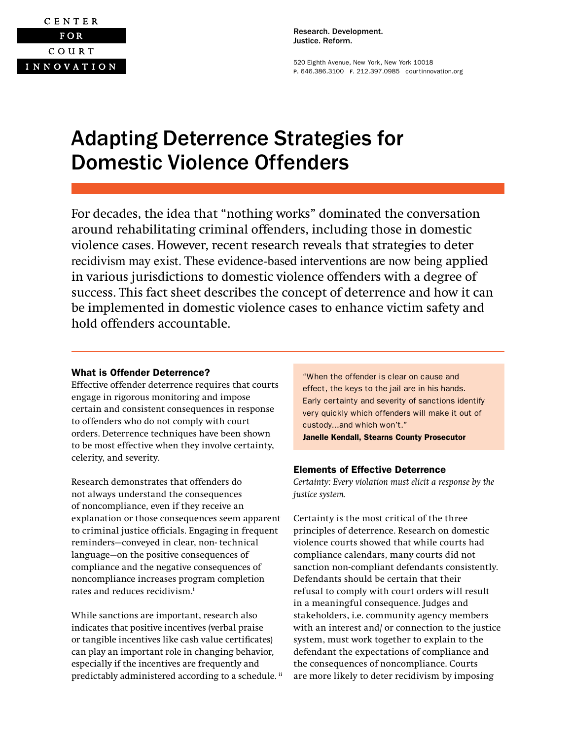CENTER FOR COURT INNOVATION

Research. Development.
Justice. Reform.

520 Eighth Avenue, New York, New York 10018
P. 646.386.3100 F. 212.397.0985 courtinnovation.org

# Adapting Deterrence Strategies for Domestic Violence Offenders

For decades, the idea that "nothing works" dominated the conversation around rehabilitating criminal offenders, including those in domestic violence cases. However, recent research reveals that strategies to deter recidivism may exist. These evidence-based interventions are now being applied in various jurisdictions to domestic violence offenders with a degree of success. This fact sheet describes the concept of deterrence and how it can be implemented in domestic violence cases to enhance victim safety and hold offenders accountable.

---

### What is Offender Deterrence?

Effective offender deterrence requires that courts engage in rigorous monitoring and impose certain and consistent consequences in response to offenders who do not comply with court orders. Deterrence techniques have been shown to be most effective when they involve certainty, celerity, and severity.

Research demonstrates that offenders do not always understand the consequences of noncompliance, even if they receive an explanation or those consequences seem apparent to criminal justice officials. Engaging in frequent reminders—conveyed in clear, non- technical language—on the positive consequences of compliance and the negative consequences of noncompliance increases program completion rates and reduces recidivism.[i]

While sanctions are important, research also indicates that positive incentives (verbal praise or tangible incentives like cash value certificates) can play an important role in changing behavior, especially if the incentives are frequently and predictably administered according to a schedule.[ii]

> "When the offender is clear on cause and effect, the keys to the jail are in his hands. Early certainty and severity of sanctions identify very quickly which offenders will make it out of custody…and which won't."
> **Janelle Kendall, Stearns County Prosecutor**

### Elements of Effective Deterrence

*Certainty: Every violation must elicit a response by the justice system.*

Certainty is the most critical of the three principles of deterrence. Research on domestic violence courts showed that while courts had compliance calendars, many courts did not sanction non-compliant defendants consistently. Defendants should be certain that their refusal to comply with court orders will result in a meaningful consequence. Judges and stakeholders, i.e. community agency members with an interest and/ or connection to the justice system, must work together to explain to the defendant the expectations of compliance and the consequences of noncompliance. Courts are more likely to deter recidivism by imposing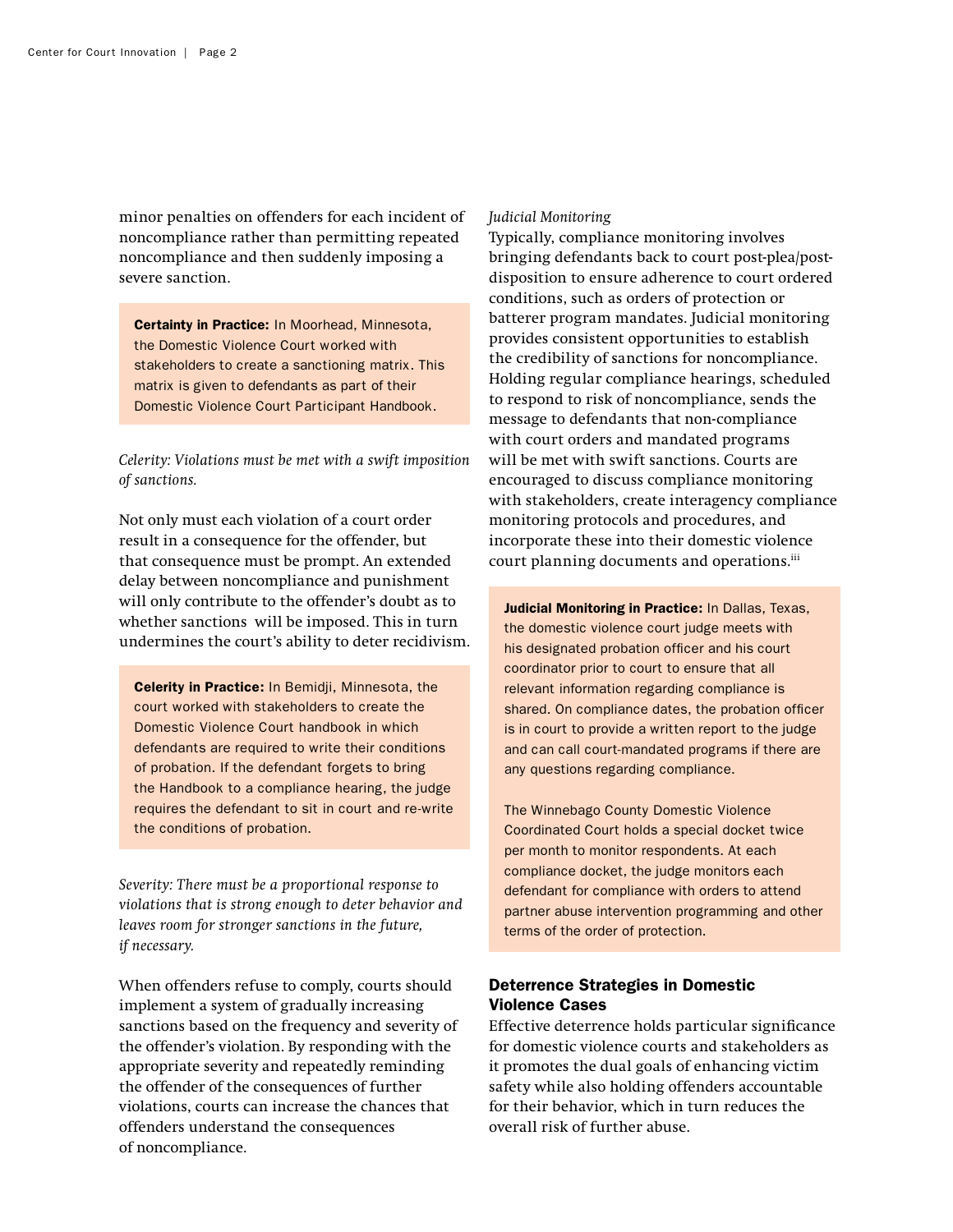minor penalties on offenders for each incident of noncompliance rather than permitting repeated noncompliance and then suddenly imposing a severe sanction.

**Certainty in Practice:** In Moorhead, Minnesota, the Domestic Violence Court worked with stakeholders to create a sanctioning matrix. This matrix is given to defendants as part of their Domestic Violence Court Participant Handbook.

*Celerity: Violations must be met with a swift imposition of sanctions.*

Not only must each violation of a court order result in a consequence for the offender, but that consequence must be prompt. An extended delay between noncompliance and punishment will only contribute to the offender's doubt as to whether sanctions will be imposed. This in turn undermines the court's ability to deter recidivism.

**Celerity in Practice:** In Bemidji, Minnesota, the court worked with stakeholders to create the Domestic Violence Court handbook in which defendants are required to write their conditions of probation. If the defendant forgets to bring the Handbook to a compliance hearing, the judge requires the defendant to sit in court and re-write the conditions of probation.

*Severity: There must be a proportional response to violations that is strong enough to deter behavior and leaves room for stronger sanctions in the future, if necessary.*

When offenders refuse to comply, courts should implement a system of gradually increasing sanctions based on the frequency and severity of the offender's violation. By responding with the appropriate severity and repeatedly reminding the offender of the consequences of further violations, courts can increase the chances that offenders understand the consequences of noncompliance.

*Judicial Monitoring*

Typically, compliance monitoring involves bringing defendants back to court post-plea/post-disposition to ensure adherence to court ordered conditions, such as orders of protection or batterer program mandates. Judicial monitoring provides consistent opportunities to establish the credibility of sanctions for noncompliance. Holding regular compliance hearings, scheduled to respond to risk of noncompliance, sends the message to defendants that non-compliance with court orders and mandated programs will be met with swift sanctions. Courts are encouraged to discuss compliance monitoring with stakeholders, create interagency compliance monitoring protocols and procedures, and incorporate these into their domestic violence court planning documents and operations.[iii]

**Judicial Monitoring in Practice:** In Dallas, Texas, the domestic violence court judge meets with his designated probation officer and his court coordinator prior to court to ensure that all relevant information regarding compliance is shared. On compliance dates, the probation officer is in court to provide a written report to the judge and can call court-mandated programs if there are any questions regarding compliance.

The Winnebago County Domestic Violence Coordinated Court holds a special docket twice per month to monitor respondents. At each compliance docket, the judge monitors each defendant for compliance with orders to attend partner abuse intervention programming and other terms of the order of protection.

## Deterrence Strategies in Domestic Violence Cases

Effective deterrence holds particular significance for domestic violence courts and stakeholders as it promotes the dual goals of enhancing victim safety while also holding offenders accountable for their behavior, which in turn reduces the overall risk of further abuse.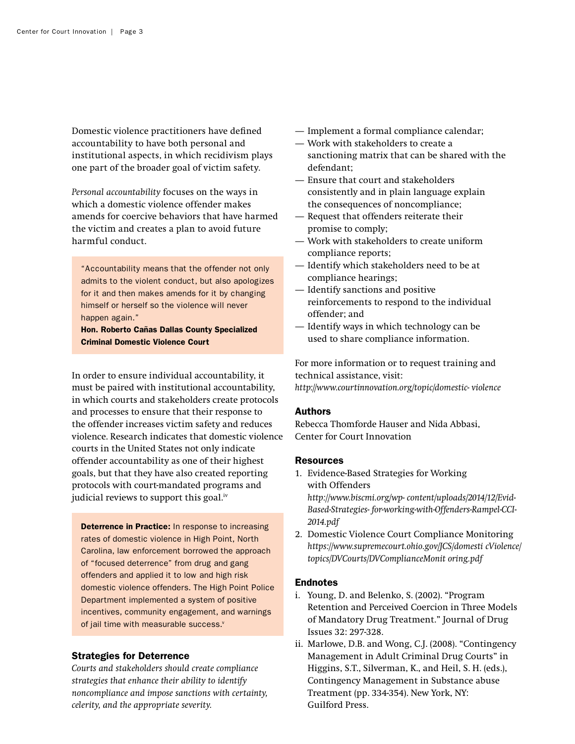Domestic violence practitioners have defined accountability to have both personal and institutional aspects, in which recidivism plays one part of the broader goal of victim safety.

*Personal accountability* focuses on the ways in which a domestic violence offender makes amends for coercive behaviors that have harmed the victim and creates a plan to avoid future harmful conduct.

> "Accountability means that the offender not only admits to the violent conduct, but also apologizes for it and then makes amends for it by changing himself or herself so the violence will never happen again."
> **Hon. Roberto Cañas Dallas County Specialized Criminal Domestic Violence Court**

In order to ensure individual accountability, it must be paired with institutional accountability, in which courts and stakeholders create protocols and processes to ensure that their response to the offender increases victim safety and reduces violence. Research indicates that domestic violence courts in the United States not only indicate offender accountability as one of their highest goals, but that they have also created reporting protocols with court-mandated programs and judicial reviews to support this goal.[iv]

> **Deterrence in Practice:** In response to increasing rates of domestic violence in High Point, North Carolina, law enforcement borrowed the approach of "focused deterrence" from drug and gang offenders and applied it to low and high risk domestic violence offenders. The High Point Police Department implemented a system of positive incentives, community engagement, and warnings of jail time with measurable success.[v]

### Strategies for Deterrence

*Courts and stakeholders should create compliance strategies that enhance their ability to identify noncompliance and impose sanctions with certainty, celerity, and the appropriate severity.*

- Implement a formal compliance calendar;
- Work with stakeholders to create a sanctioning matrix that can be shared with the defendant;
- Ensure that court and stakeholders consistently and in plain language explain the consequences of noncompliance;
- Request that offenders reiterate their promise to comply;
- Work with stakeholders to create uniform compliance reports;
- Identify which stakeholders need to be at compliance hearings;
- Identify sanctions and positive reinforcements to respond to the individual offender; and
- Identify ways in which technology can be used to share compliance information.

For more information or to request training and technical assistance, visit:
*http://www.courtinnovation.org/topic/domestic- violence*

### Authors

Rebecca Thomforde Hauser and Nida Abbasi,
Center for Court Innovation

### Resources

1. Evidence-Based Strategies for Working with Offenders
   *http://www.biscmi.org/wp- content/uploads/2014/12/Evid-Based-Strategies- for-working-with-Offenders-Rampel-CCI-2014.pdf*
2. Domestic Violence Court Compliance Monitoring
   *https://www.supremecourt.ohio.gov/JCS/domesti cViolence/topics/DVCourts/DVComplianceMonit oring.pdf*

### Endnotes

i. Young, D. and Belenko, S. (2002). "Program Retention and Perceived Coercion in Three Models of Mandatory Drug Treatment." Journal of Drug Issues 32: 297-328.

ii. Marlowe, D.B. and Wong, C.J. (2008). "Contingency Management in Adult Criminal Drug Courts" in Higgins, S.T., Silverman, K., and Heil, S. H. (eds.), Contingency Management in Substance abuse Treatment (pp. 334-354). New York, NY: Guilford Press.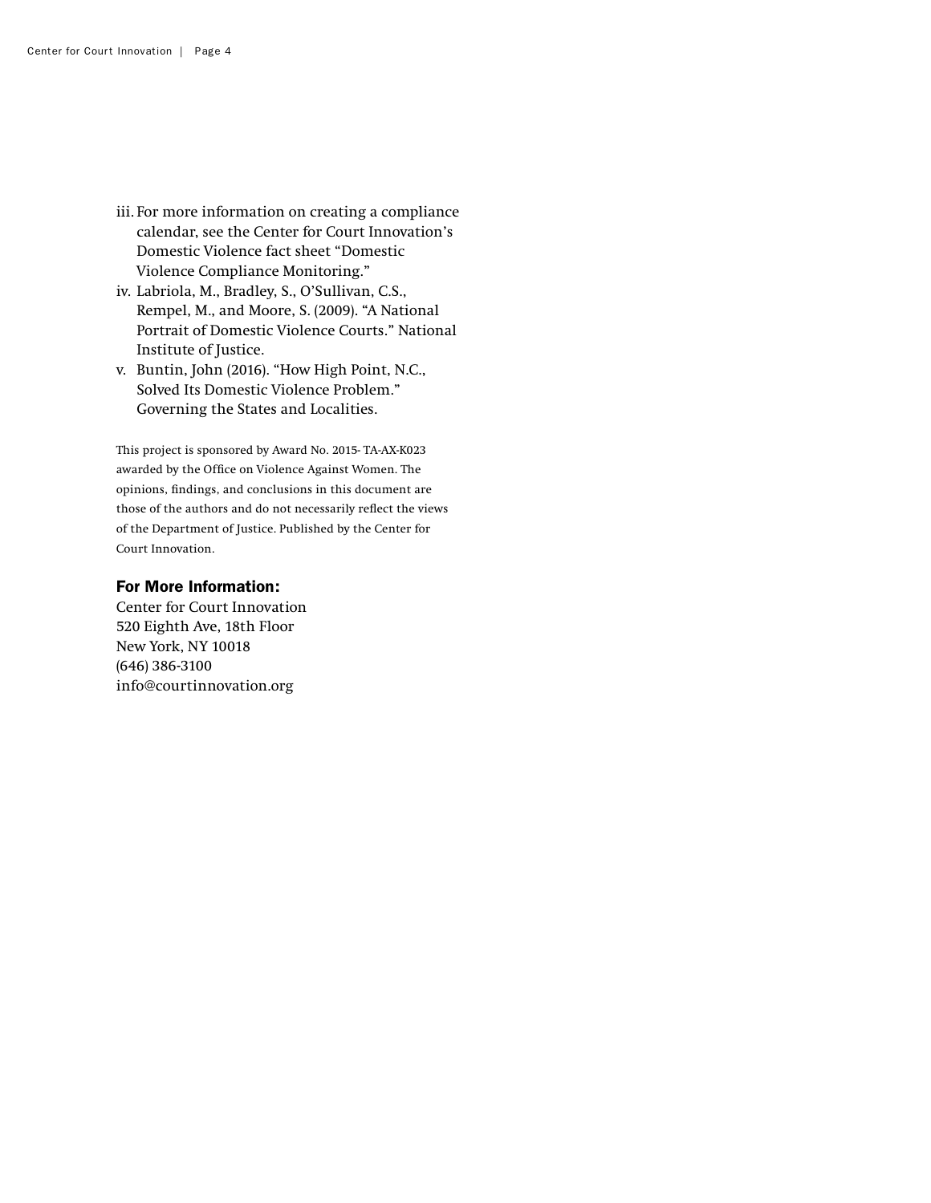iii. For more information on creating a compliance calendar, see the Center for Court Innovation's Domestic Violence fact sheet "Domestic Violence Compliance Monitoring."

iv. Labriola, M., Bradley, S., O'Sullivan, C.S., Rempel, M., and Moore, S. (2009). "A National Portrait of Domestic Violence Courts." National Institute of Justice.

v. Buntin, John (2016). "How High Point, N.C., Solved Its Domestic Violence Problem." Governing the States and Localities.

This project is sponsored by Award No. 2015- TA-AX-K023 awarded by the Office on Violence Against Women. The opinions, findings, and conclusions in this document are those of the authors and do not necessarily reflect the views of the Department of Justice. Published by the Center for Court Innovation.

**For More Information:**

Center for Court Innovation
520 Eighth Ave, 18th Floor
New York, NY 10018
(646) 386-3100
info@courtinnovation.org